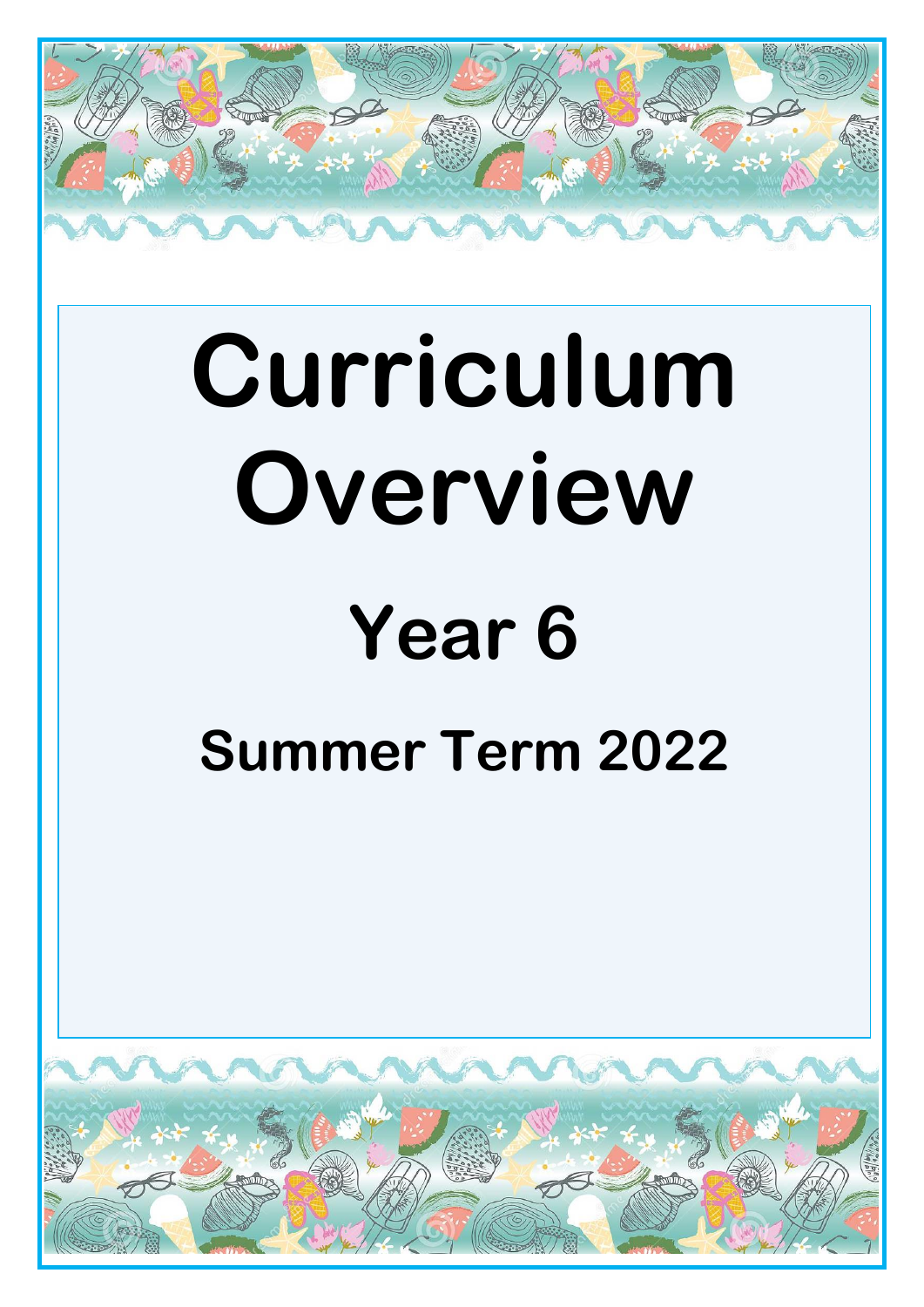# Curriculum Overview

## Year 6

## Summer Term 2022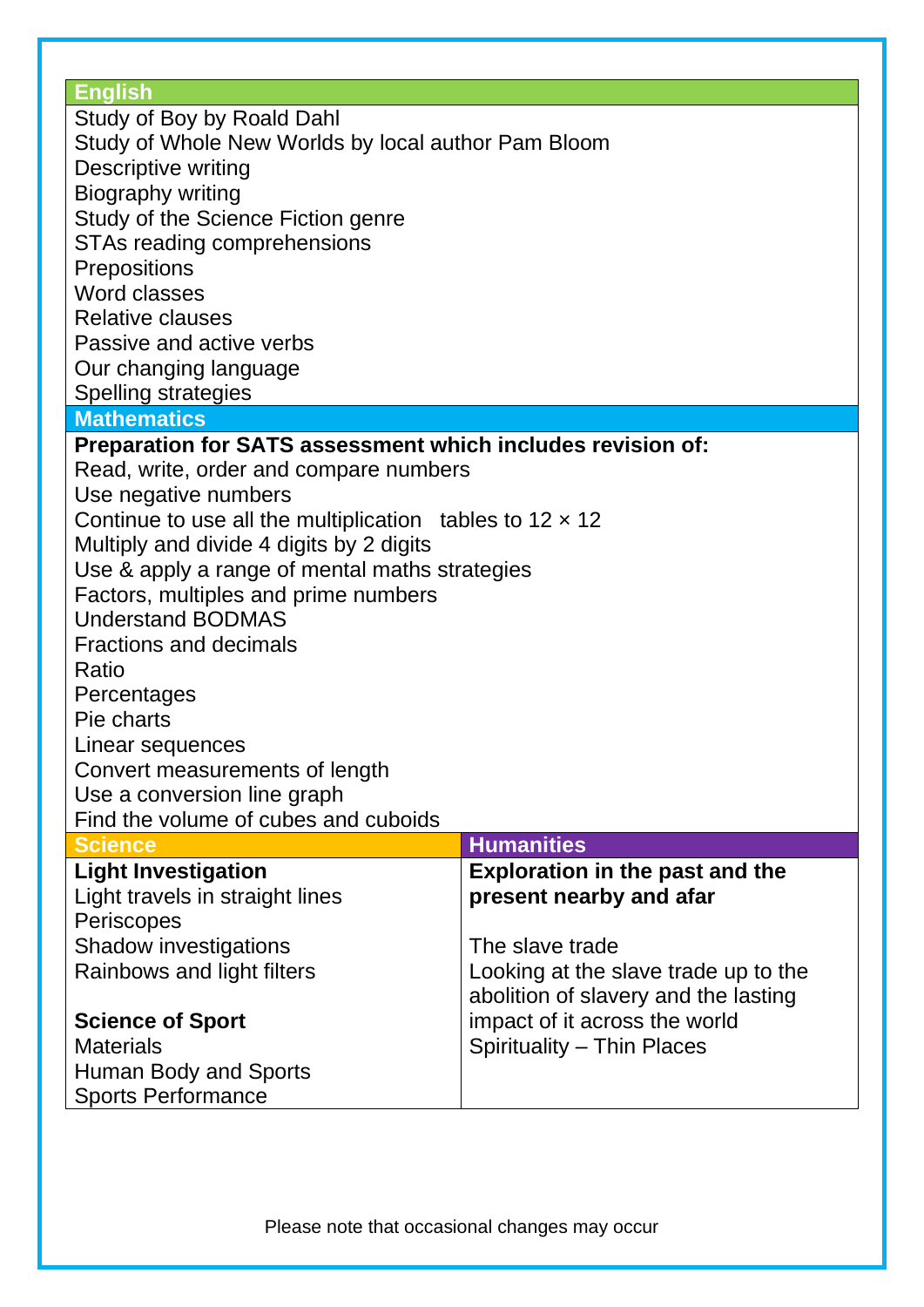## English

Study of Boy by Roald Dahl
Study of Whole New Worlds by local author Pam Bloom
Descriptive writing
Biography writing
Study of the Science Fiction genre
STAs reading comprehensions
Prepositions
Word classes
Relative clauses
Passive and active verbs
Our changing language
Spelling strategies

## Mathematics

**Preparation for SATS assessment which includes revision of:**

Read, write, order and compare numbers
Use negative numbers
Continue to use all the multiplication tables to 12 × 12
Multiply and divide 4 digits by 2 digits
Use & apply a range of mental maths strategies
Factors, multiples and prime numbers
Understand BODMAS
Fractions and decimals
Ratio
Percentages
Pie charts
Linear sequences
Convert measurements of length
Use a conversion line graph
Find the volume of cubes and cuboids

| Science | Humanities |
|---|---|
| **Light Investigation**<br>Light travels in straight lines<br>Periscopes<br>Shadow investigations<br>Rainbows and light filters<br><br>**Science of Sport**<br>Materials<br>Human Body and Sports<br>Sports Performance | **Exploration in the past and the present nearby and afar**<br><br>The slave trade<br>Looking at the slave trade up to the abolition of slavery and the lasting impact of it across the world<br>Spirituality – Thin Places |

Please note that occasional changes may occur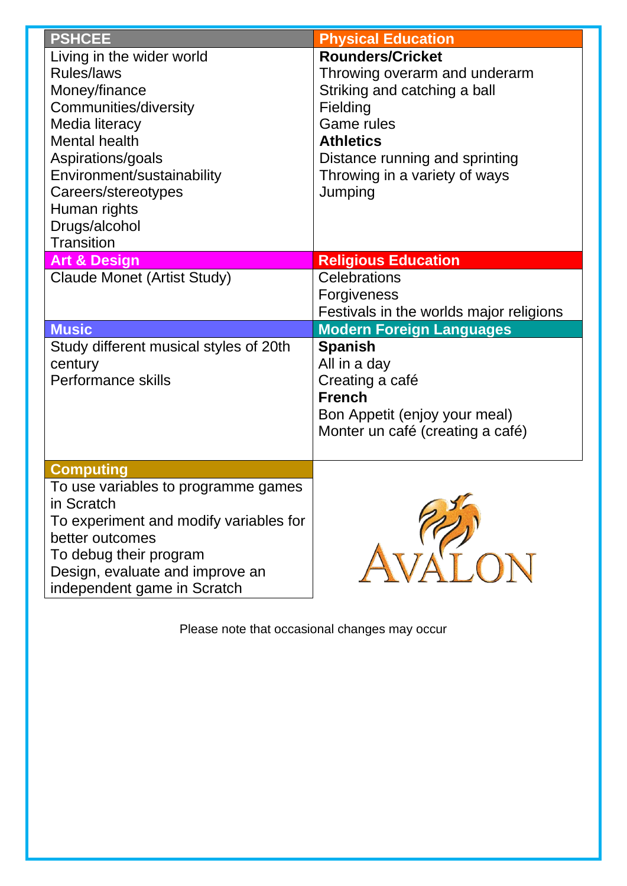## PSHCEE

Living in the wider world
Rules/laws
Money/finance
Communities/diversity
Media literacy
Mental health
Aspirations/goals
Environment/sustainability
Careers/stereotypes
Human rights
Drugs/alcohol
Transition

## Physical Education

**Rounders/Cricket**
Throwing overarm and underarm
Striking and catching a ball
Fielding
Game rules

**Athletics**
Distance running and sprinting
Throwing in a variety of ways
Jumping

## Art & Design

Claude Monet (Artist Study)

## Religious Education

Celebrations
Forgiveness
Festivals in the worlds major religions

## Music

Study different musical styles of 20th century
Performance skills

## Modern Foreign Languages

**Spanish**
All in a day
Creating a café

**French**
Bon Appetit (enjoy your meal)
Monter un café (creating a café)

## Computing

To use variables to programme games in Scratch
To experiment and modify variables for better outcomes
To debug their program
Design, evaluate and improve an independent game in Scratch

AVALON

Please note that occasional changes may occur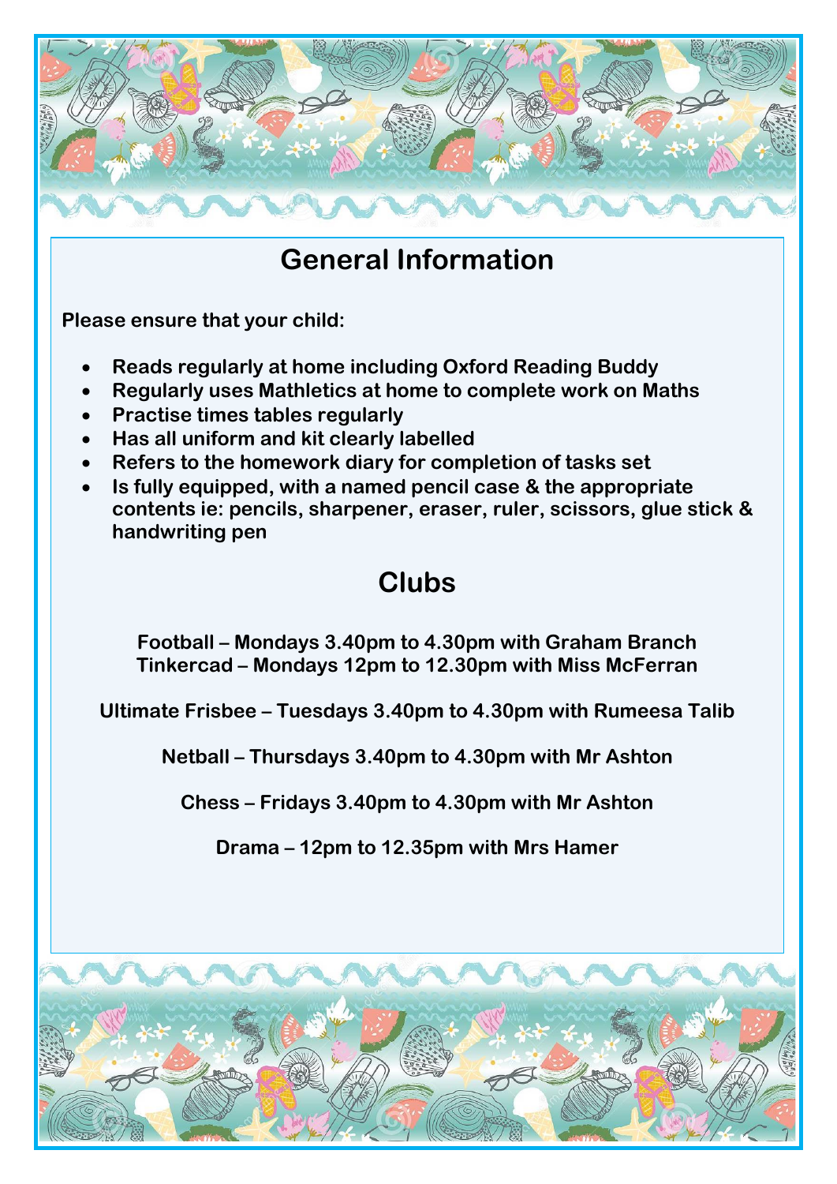# General Information

**Please ensure that your child:**

- **Reads regularly at home including Oxford Reading Buddy**
- **Regularly uses Mathletics at home to complete work on Maths**
- **Practise times tables regularly**
- **Has all uniform and kit clearly labelled**
- **Refers to the homework diary for completion of tasks set**
- **Is fully equipped, with a named pencil case & the appropriate contents ie: pencils, sharpener, eraser, ruler, scissors, glue stick & handwriting pen**

# Clubs

**Football – Mondays 3.40pm to 4.30pm with Graham Branch**
**Tinkercad – Mondays 12pm to 12.30pm with Miss McFerran**

**Ultimate Frisbee – Tuesdays 3.40pm to 4.30pm with Rumeesa Talib**

**Netball – Thursdays 3.40pm to 4.30pm with Mr Ashton**

**Chess – Fridays 3.40pm to 4.30pm with Mr Ashton**

**Drama – 12pm to 12.35pm with Mrs Hamer**